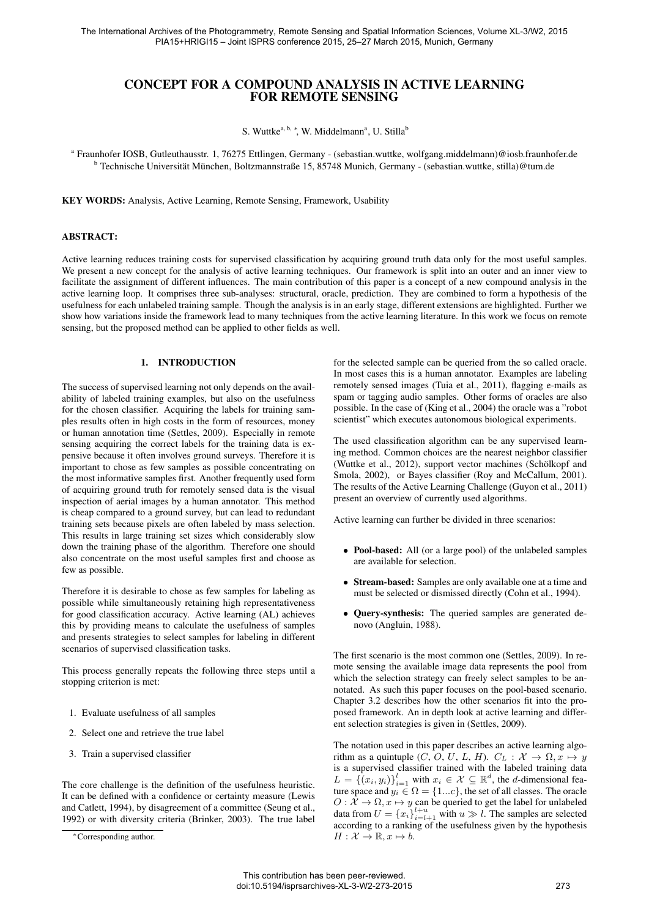# CONCEPT FOR A COMPOUND ANALYSIS IN ACTIVE LEARNING FOR REMOTE SENSING

S. Wuttke[a, b, *], W. Middelmann[a], U. Stilla[b]

[a] Fraunhofer IOSB, Gutleuthausstr. 1, 76275 Ettlingen, Germany - (sebastian.wuttke, wolfgang.middelmann)@iosb.fraunhofer.de
[b] Technische Universität München, Boltzmannstraße 15, 85748 Munich, Germany - (sebastian.wuttke, stilla)@tum.de

**KEY WORDS:** Analysis, Active Learning, Remote Sensing, Framework, Usability

## ABSTRACT:

Active learning reduces training costs for supervised classification by acquiring ground truth data only for the most useful samples. We present a new concept for the analysis of active learning techniques. Our framework is split into an outer and an inner view to facilitate the assignment of different influences. The main contribution of this paper is a concept of a new compound analysis in the active learning loop. It comprises three sub-analyses: structural, oracle, prediction. They are combined to form a hypothesis of the usefulness for each unlabeled training sample. Though the analysis is in an early stage, different extensions are highlighted. Further we show how variations inside the framework lead to many techniques from the active learning literature. In this work we focus on remote sensing, but the proposed method can be applied to other fields as well.

## 1. INTRODUCTION

The success of supervised learning not only depends on the availability of labeled training examples, but also on the usefulness for the chosen classifier. Acquiring the labels for training samples results often in high costs in the form of resources, money or human annotation time (Settles, 2009). Especially in remote sensing acquiring the correct labels for the training data is expensive because it often involves ground surveys. Therefore it is important to chose as few samples as possible concentrating on the most informative samples first. Another frequently used form of acquiring ground truth for remotely sensed data is the visual inspection of aerial images by a human annotator. This method is cheap compared to a ground survey, but can lead to redundant training sets because pixels are often labeled by mass selection. This results in large training set sizes which considerably slow down the training phase of the algorithm. Therefore one should also concentrate on the most useful samples first and choose as few as possible.

Therefore it is desirable to chose as few samples for labeling as possible while simultaneously retaining high representativeness for good classification accuracy. Active learning (AL) achieves this by providing means to calculate the usefulness of samples and presents strategies to select samples for labeling in different scenarios of supervised classification tasks.

This process generally repeats the following three steps until a stopping criterion is met:

1. Evaluate usefulness of all samples
2. Select one and retrieve the true label
3. Train a supervised classifier

The core challenge is the definition of the usefulness heuristic. It can be defined with a confidence or certainty measure (Lewis and Catlett, 1994), by disagreement of a committee (Seung et al., 1992) or with diversity criteria (Brinker, 2003). The true label for the selected sample can be queried from the so called oracle. In most cases this is a human annotator. Examples are labeling remotely sensed images (Tuia et al., 2011), flagging e-mails as spam or tagging audio samples. Other forms of oracles are also possible. In the case of (King et al., 2004) the oracle was a "robot scientist" which executes autonomous biological experiments.

The used classification algorithm can be any supervised learning method. Common choices are the nearest neighbor classifier (Wuttke et al., 2012), support vector machines (Schölkopf and Smola, 2002), or Bayes classifier (Roy and McCallum, 2001). The results of the Active Learning Challenge (Guyon et al., 2011) present an overview of currently used algorithms.

Active learning can further be divided in three scenarios:

- **Pool-based:** All (or a large pool) of the unlabeled samples are available for selection.
- **Stream-based:** Samples are only available one at a time and must be selected or dismissed directly (Cohn et al., 1994).
- **Query-synthesis:** The queried samples are generated denovo (Angluin, 1988).

The first scenario is the most common one (Settles, 2009). In remote sensing the available image data represents the pool from which the selection strategy can freely select samples to be annotated. As such this paper focuses on the pool-based scenario. Chapter 3.2 describes how the other scenarios fit into the proposed framework. An in depth look at active learning and different selection strategies is given in (Settles, 2009).

The notation used in this paper describes an active learning algorithm as a quintuple ($C$, $O$, $U$, $L$, $H$). $C_L : \mathcal{X} \rightarrow \Omega, x \mapsto y$ is a supervised classifier trained with the labeled training data $L = \{(x_i, y_i)\}_{i=1}^{l}$ with $x_i \in \mathcal{X} \subseteq \mathbb{R}^d$, the $d$-dimensional feature space and $y_i \in \Omega = \{1...c\}$, the set of all classes. The oracle $O : \mathcal{X} \rightarrow \Omega, x \mapsto y$ can be queried to get the label for unlabeled data from $U = \{x_i\}_{i=l+1}^{l+u}$ with $u \gg l$. The samples are selected according to a ranking of the usefulness given by the hypothesis $H : \mathcal{X} \rightarrow \mathbb{R}, x \mapsto b$.

*Corresponding author.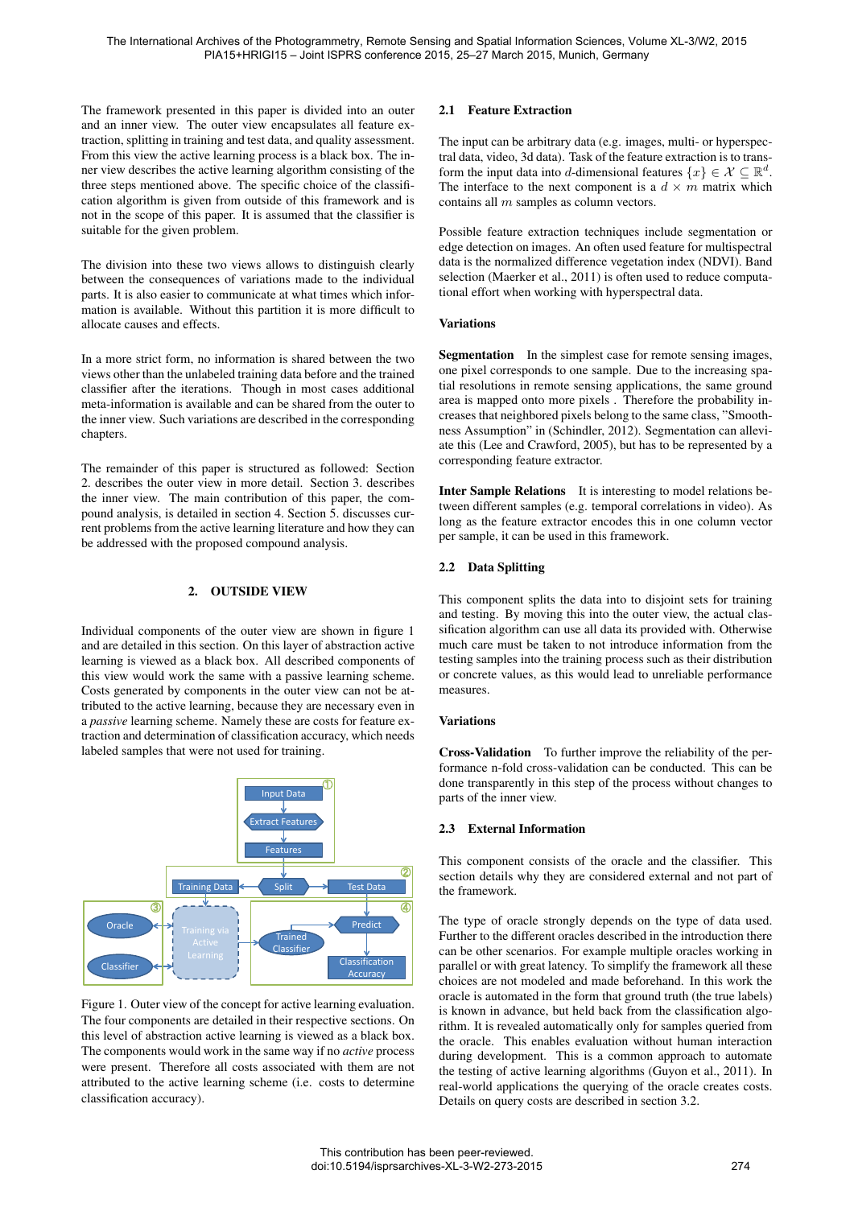The framework presented in this paper is divided into an outer and an inner view. The outer view encapsulates all feature extraction, splitting in training and test data, and quality assessment. From this view the active learning process is a black box. The inner view describes the active learning algorithm consisting of the three steps mentioned above. The specific choice of the classification algorithm is given from outside of this framework and is not in the scope of this paper. It is assumed that the classifier is suitable for the given problem.

The division into these two views allows to distinguish clearly between the consequences of variations made to the individual parts. It is also easier to communicate at what times which information is available. Without this partition it is more difficult to allocate causes and effects.

In a more strict form, no information is shared between the two views other than the unlabeled training data before and the trained classifier after the iterations. Though in most cases additional meta-information is available and can be shared from the outer to the inner view. Such variations are described in the corresponding chapters.

The remainder of this paper is structured as followed: Section 2. describes the outer view in more detail. Section 3. describes the inner view. The main contribution of this paper, the compound analysis, is detailed in section 4. Section 5. discusses current problems from the active learning literature and how they can be addressed with the proposed compound analysis.

## 2. OUTSIDE VIEW

Individual components of the outer view are shown in figure 1 and are detailed in this section. On this layer of abstraction active learning is viewed as a black box. All described components of this view would work the same with a passive learning scheme. Costs generated by components in the outer view can not be attributed to the active learning, because they are necessary even in a *passive* learning scheme. Namely these are costs for feature extraction and determination of classification accuracy, which needs labeled samples that were not used for training.

Figure 1. Outer view of the concept for active learning evaluation. The four components are detailed in their respective sections. On this level of abstraction active learning is viewed as a black box. The components would work in the same way if no *active* process were present. Therefore all costs associated with them are not attributed to the active learning scheme (i.e. costs to determine classification accuracy).

### 2.1 Feature Extraction

The input can be arbitrary data (e.g. images, multi- or hyperspectral data, video, 3d data). Task of the feature extraction is to transform the input data into $d$-dimensional features $\{x\} \in \mathcal{X} \subseteq \mathbb{R}^d$. The interface to the next component is a $d \times m$ matrix which contains all $m$ samples as column vectors.

Possible feature extraction techniques include segmentation or edge detection on images. An often used feature for multispectral data is the normalized difference vegetation index (NDVI). Band selection (Maerker et al., 2011) is often used to reduce computational effort when working with hyperspectral data.

#### Variations

**Segmentation** In the simplest case for remote sensing images, one pixel corresponds to one sample. Due to the increasing spatial resolutions in remote sensing applications, the same ground area is mapped onto more pixels . Therefore the probability increases that neighbored pixels belong to the same class, "Smoothness Assumption" in (Schindler, 2012). Segmentation can alleviate this (Lee and Crawford, 2005), but has to be represented by a corresponding feature extractor.

**Inter Sample Relations** It is interesting to model relations between different samples (e.g. temporal correlations in video). As long as the feature extractor encodes this in one column vector per sample, it can be used in this framework.

### 2.2 Data Splitting

This component splits the data into to disjoint sets for training and testing. By moving this into the outer view, the actual classification algorithm can use all data its provided with. Otherwise much care must be taken to not introduce information from the testing samples into the training process such as their distribution or concrete values, as this would lead to unreliable performance measures.

#### Variations

**Cross-Validation** To further improve the reliability of the performance n-fold cross-validation can be conducted. This can be done transparently in this step of the process without changes to parts of the inner view.

### 2.3 External Information

This component consists of the oracle and the classifier. This section details why they are considered external and not part of the framework.

The type of oracle strongly depends on the type of data used. Further to the different oracles described in the introduction there can be other scenarios. For example multiple oracles working in parallel or with great latency. To simplify the framework all these choices are not modeled and made beforehand. In this work the oracle is automated in the form that ground truth (the true labels) is known in advance, but held back from the classification algorithm. It is revealed automatically only for samples queried from the oracle. This enables evaluation without human interaction during development. This is a common approach to automate the testing of active learning algorithms (Guyon et al., 2011). In real-world applications the querying of the oracle creates costs. Details on query costs are described in section 3.2.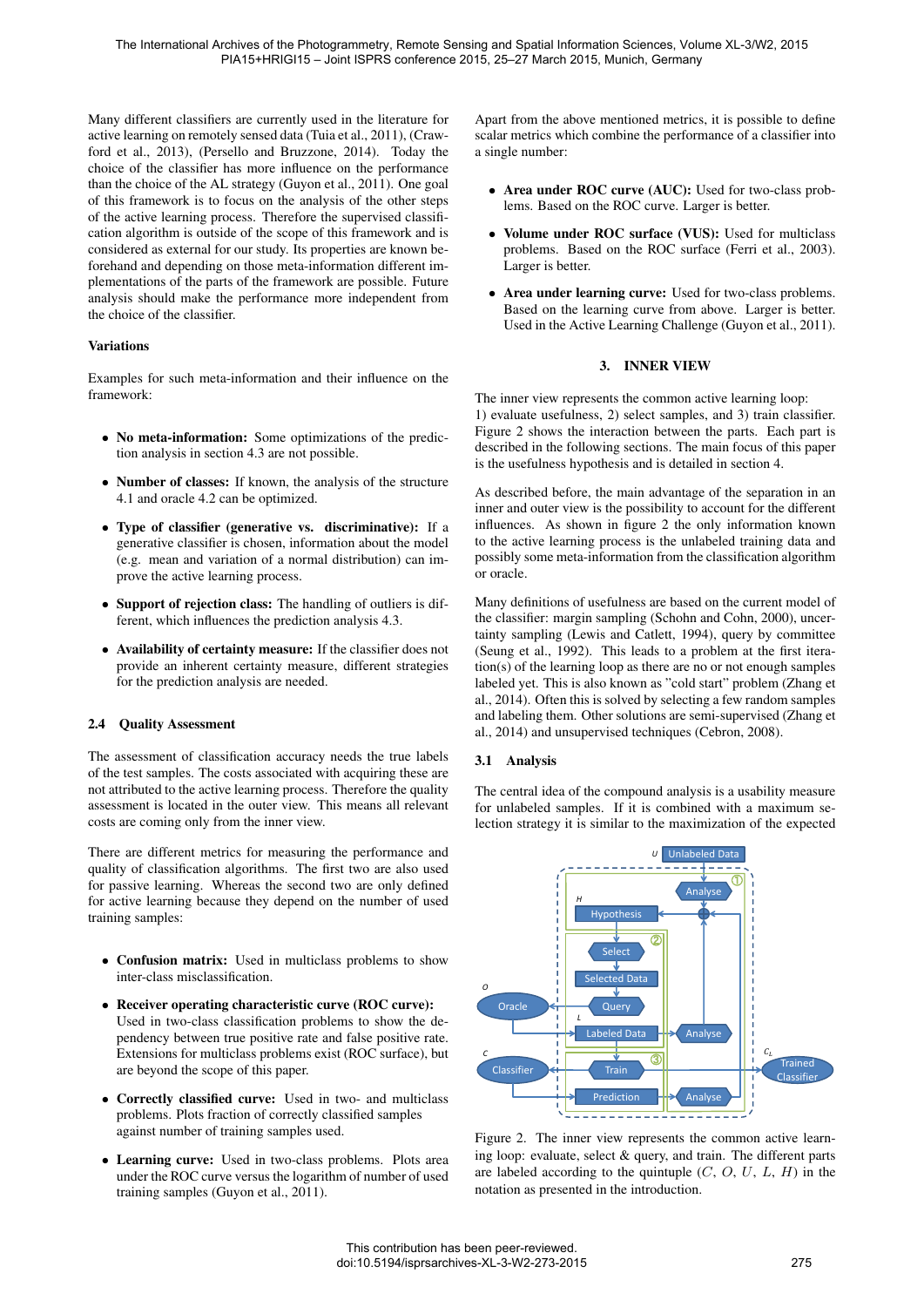Many different classifiers are currently used in the literature for active learning on remotely sensed data (Tuia et al., 2011), (Crawford et al., 2013), (Persello and Bruzzone, 2014). Today the choice of the classifier has more influence on the performance than the choice of the AL strategy (Guyon et al., 2011). One goal of this framework is to focus on the analysis of the other steps of the active learning process. Therefore the supervised classification algorithm is outside of the scope of this framework and is considered as external for our study. Its properties are known beforehand and depending on those meta-information different implementations of the parts of the framework are possible. Future analysis should make the performance more independent from the choice of the classifier.

**Variations**

Examples for such meta-information and their influence on the framework:

- **No meta-information:** Some optimizations of the prediction analysis in section 4.3 are not possible.
- **Number of classes:** If known, the analysis of the structure 4.1 and oracle 4.2 can be optimized.
- **Type of classifier (generative vs. discriminative):** If a generative classifier is chosen, information about the model (e.g. mean and variation of a normal distribution) can improve the active learning process.
- **Support of rejection class:** The handling of outliers is different, which influences the prediction analysis 4.3.
- **Availability of certainty measure:** If the classifier does not provide an inherent certainty measure, different strategies for the prediction analysis are needed.

### 2.4 Quality Assessment

The assessment of classification accuracy needs the true labels of the test samples. The costs associated with acquiring these are not attributed to the active learning process. Therefore the quality assessment is located in the outer view. This means all relevant costs are coming only from the inner view.

There are different metrics for measuring the performance and quality of classification algorithms. The first two are also used for passive learning. Whereas the second two are only defined for active learning because they depend on the number of used training samples:

- **Confusion matrix:** Used in multiclass problems to show inter-class misclassification.
- **Receiver operating characteristic curve (ROC curve):** Used in two-class classification problems to show the dependency between true positive rate and false positive rate. Extensions for multiclass problems exist (ROC surface), but are beyond the scope of this paper.
- **Correctly classified curve:** Used in two- and multiclass problems. Plots fraction of correctly classified samples against number of training samples used.
- **Learning curve:** Used in two-class problems. Plots area under the ROC curve versus the logarithm of number of used training samples (Guyon et al., 2011).

Apart from the above mentioned metrics, it is possible to define scalar metrics which combine the performance of a classifier into a single number:

- **Area under ROC curve (AUC):** Used for two-class problems. Based on the ROC curve. Larger is better.
- **Volume under ROC surface (VUS):** Used for multiclass problems. Based on the ROC surface (Ferri et al., 2003). Larger is better.
- **Area under learning curve:** Used for two-class problems. Based on the learning curve from above. Larger is better. Used in the Active Learning Challenge (Guyon et al., 2011).

## 3. INNER VIEW

The inner view represents the common active learning loop: 1) evaluate usefulness, 2) select samples, and 3) train classifier. Figure 2 shows the interaction between the parts. Each part is described in the following sections. The main focus of this paper is the usefulness hypothesis and is detailed in section 4.

As described before, the main advantage of the separation in an inner and outer view is the possibility to account for the different influences. As shown in figure 2 the only information known to the active learning process is the unlabeled training data and possibly some meta-information from the classification algorithm or oracle.

Many definitions of usefulness are based on the current model of the classifier: margin sampling (Schohn and Cohn, 2000), uncertainty sampling (Lewis and Catlett, 1994), query by committee (Seung et al., 1992). This leads to a problem at the first iteration(s) of the learning loop as there are no or not enough samples labeled yet. This is also known as "cold start" problem (Zhang et al., 2014). Often this is solved by selecting a few random samples and labeling them. Other solutions are semi-supervised (Zhang et al., 2014) and unsupervised techniques (Cebron, 2008).

### 3.1 Analysis

The central idea of the compound analysis is a usability measure for unlabeled samples. If it is combined with a maximum selection strategy it is similar to the maximization of the expected

Figure 2. The inner view represents the common active learning loop: evaluate, select & query, and train. The different parts are labeled according to the quintuple ($C$, $O$, $U$, $L$, $H$) in the notation as presented in the introduction.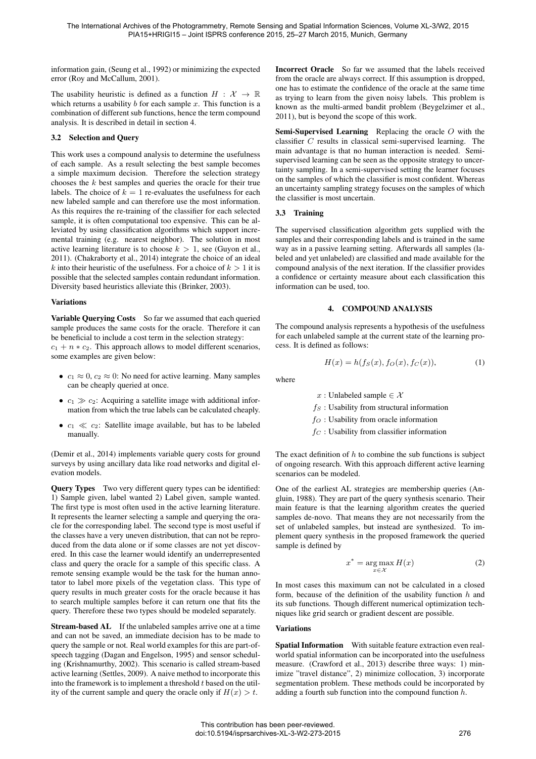information gain, (Seung et al., 1992) or minimizing the expected error (Roy and McCallum, 2001).

The usability heuristic is defined as a function $H : \mathcal{X} \rightarrow \mathbb{R}$ which returns a usability $b$ for each sample $x$. This function is a combination of different sub functions, hence the term compound analysis. It is described in detail in section 4.

### 3.2 Selection and Query

This work uses a compound analysis to determine the usefulness of each sample. As a result selecting the best sample becomes a simple maximum decision. Therefore the selection strategy chooses the $k$ best samples and queries the oracle for their true labels. The choice of $k = 1$ re-evaluates the usefulness for each new labeled sample and can therefore use the most information. As this requires the re-training of the classifier for each selected sample, it is often computational too expensive. This can be alleviated by using classification algorithms which support incremental training (e.g. nearest neighbor). The solution in most active learning literature is to choose $k > 1$, see (Guyon et al., 2011). (Chakraborty et al., 2014) integrate the choice of an ideal $k$ into their heuristic of the usefulness. For a choice of $k > 1$ it is possible that the selected samples contain redundant information. Diversity based heuristics alleviate this (Brinker, 2003).

#### Variations

**Variable Querying Costs** So far we assumed that each queried sample produces the same costs for the oracle. Therefore it can be beneficial to include a cost term in the selection strategy: $c_1 + n * c_2$. This approach allows to model different scenarios, some examples are given below:

- $c_1 \approx 0$, $c_2 \approx 0$: No need for active learning. Many samples can be cheaply queried at once.
- $c_1 \gg c_2$: Acquiring a satellite image with additional information from which the true labels can be calculated cheaply.
- $c_1 \ll c_2$: Satellite image available, but has to be labeled manually.

(Demir et al., 2014) implements variable query costs for ground surveys by using ancillary data like road networks and digital elevation models.

**Query Types** Two very different query types can be identified: 1) Sample given, label wanted 2) Label given, sample wanted. The first type is most often used in the active learning literature. It represents the learner selecting a sample and querying the oracle for the corresponding label. The second type is most useful if the classes have a very uneven distribution, that can not be reproduced from the data alone or if some classes are not yet discovered. In this case the learner would identify an underrepresented class and query the oracle for a sample of this specific class. A remote sensing example would be the task for the human annotator to label more pixels of the vegetation class. This type of query results in much greater costs for the oracle because it has to search multiple samples before it can return one that fits the query. Therefore these two types should be modeled separately.

**Stream-based AL** If the unlabeled samples arrive one at a time and can not be saved, an immediate decision has to be made to query the sample or not. Real world examples for this are part-of-speech tagging (Dagan and Engelson, 1995) and sensor scheduling (Krishnamurthy, 2002). This scenario is called stream-based active learning (Settles, 2009). A naive method to incorporate this into the framework is to implement a threshold $t$ based on the utility of the current sample and query the oracle only if $H(x) > t$.

**Incorrect Oracle** So far we assumed that the labels received from the oracle are always correct. If this assumption is dropped, one has to estimate the confidence of the oracle at the same time as trying to learn from the given noisy labels. This problem is known as the multi-armed bandit problem (Beygelzimer et al., 2011), but is beyond the scope of this work.

**Semi-Supervised Learning** Replacing the oracle $O$ with the classifier $C$ results in classical semi-supervised learning. The main advantage is that no human interaction is needed. Semi-supervised learning can be seen as the opposite strategy to uncertainty sampling. In a semi-supervised setting the learner focuses on the samples of which the classifier is most confident. Whereas an uncertainty sampling strategy focuses on the samples of which the classifier is most uncertain.

### 3.3 Training

The supervised classification algorithm gets supplied with the samples and their corresponding labels and is trained in the same way as in a passive learning setting. Afterwards all samples (labeled and yet unlabeled) are classified and made available for the compound analysis of the next iteration. If the classifier provides a confidence or certainty measure about each classification this information can be used, too.

## 4. COMPOUND ANALYSIS

The compound analysis represents a hypothesis of the usefulness for each unlabeled sample at the current state of the learning process. It is defined as follows:

$$H(x) = h(f_S(x), f_O(x), f_C(x)), \tag{1}$$

where

$x$ : Unlabeled sample $\in \mathcal{X}$

$f_S$ : Usability from structural information

$f_O$ : Usability from oracle information

$f_C$ : Usability from classifier information

The exact definition of $h$ to combine the sub functions is subject of ongoing research. With this approach different active learning scenarios can be modeled.

One of the earliest AL strategies are membership queries (Angluin, 1988). They are part of the query synthesis scenario. Their main feature is that the learning algorithm creates the queried samples de-novo. That means they are not necessarily from the set of unlabeled samples, but instead are synthesized. To implement query synthesis in the proposed framework the queried sample is defined by

$$x^* = \underset{x \in \mathcal{X}}{\arg\max}\, H(x) \tag{2}$$

In most cases this maximum can not be calculated in a closed form, because of the definition of the usability function $h$ and its sub functions. Though different numerical optimization techniques like grid search or gradient descent are possible.

#### Variations

**Spatial Information** With suitable feature extraction even real-world spatial information can be incorporated into the usefulness measure. (Crawford et al., 2013) describe three ways: 1) minimize "travel distance", 2) minimize collocation, 3) incorporate segmentation problem. These methods could be incorporated by adding a fourth sub function into the compound function $h$.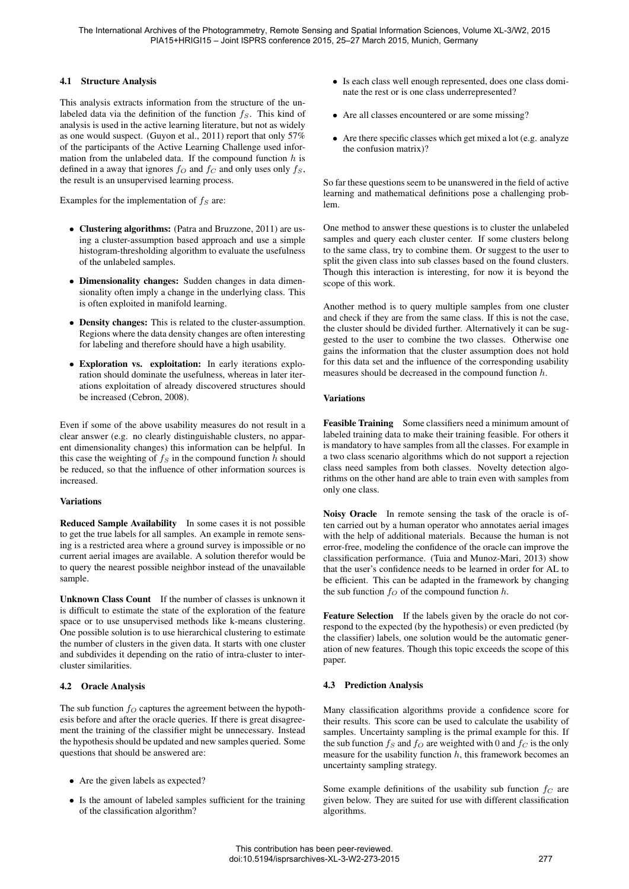### 4.1 Structure Analysis

This analysis extracts information from the structure of the unlabeled data via the definition of the function $f_S$. This kind of analysis is used in the active learning literature, but not as widely as one would suspect. (Guyon et al., 2011) report that only 57% of the participants of the Active Learning Challenge used information from the unlabeled data. If the compound function $h$ is defined in a away that ignores $f_O$ and $f_C$ and only uses only $f_S$, the result is an unsupervised learning process.

Examples for the implementation of $f_S$ are:

- **Clustering algorithms:** (Patra and Bruzzone, 2011) are using a cluster-assumption based approach and use a simple histogram-thresholding algorithm to evaluate the usefulness of the unlabeled samples.
- **Dimensionality changes:** Sudden changes in data dimensionality often imply a change in the underlying class. This is often exploited in manifold learning.
- **Density changes:** This is related to the cluster-assumption. Regions where the data density changes are often interesting for labeling and therefore should have a high usability.
- **Exploration vs. exploitation:** In early iterations exploration should dominate the usefulness, whereas in later iterations exploitation of already discovered structures should be increased (Cebron, 2008).

Even if some of the above usability measures do not result in a clear answer (e.g. no clearly distinguishable clusters, no apparent dimensionality changes) this information can be helpful. In this case the weighting of $f_S$ in the compound function $h$ should be reduced, so that the influence of other information sources is increased.

#### Variations

**Reduced Sample Availability** In some cases it is not possible to get the true labels for all samples. An example in remote sensing is a restricted area where a ground survey is impossible or no current aerial images are available. A solution therefor would be to query the nearest possible neighbor instead of the unavailable sample.

**Unknown Class Count** If the number of classes is unknown it is difficult to estimate the state of the exploration of the feature space or to use unsupervised methods like k-means clustering. One possible solution is to use hierarchical clustering to estimate the number of clusters in the given data. It starts with one cluster and subdivides it depending on the ratio of intra-cluster to inter-cluster similarities.

### 4.2 Oracle Analysis

The sub function $f_O$ captures the agreement between the hypothesis before and after the oracle queries. If there is great disagreement the training of the classifier might be unnecessary. Instead the hypothesis should be updated and new samples queried. Some questions that should be answered are:

- Are the given labels as expected?
- Is the amount of labeled samples sufficient for the training of the classification algorithm?
- Is each class well enough represented, does one class dominate the rest or is one class underrepresented?
- Are all classes encountered or are some missing?
- Are there specific classes which get mixed a lot (e.g. analyze the confusion matrix)?

So far these questions seem to be unanswered in the field of active learning and mathematical definitions pose a challenging problem.

One method to answer these questions is to cluster the unlabeled samples and query each cluster center. If some clusters belong to the same class, try to combine them. Or suggest to the user to split the given class into sub classes based on the found clusters. Though this interaction is interesting, for now it is beyond the scope of this work.

Another method is to query multiple samples from one cluster and check if they are from the same class. If this is not the case, the cluster should be divided further. Alternatively it can be suggested to the user to combine the two classes. Otherwise one gains the information that the cluster assumption does not hold for this data set and the influence of the corresponding usability measures should be decreased in the compound function $h$.

#### Variations

**Feasible Training** Some classifiers need a minimum amount of labeled training data to make their training feasible. For others it is mandatory to have samples from all the classes. For example in a two class scenario algorithms which do not support a rejection class need samples from both classes. Novelty detection algorithms on the other hand are able to train even with samples from only one class.

**Noisy Oracle** In remote sensing the task of the oracle is often carried out by a human operator who annotates aerial images with the help of additional materials. Because the human is not error-free, modeling the confidence of the oracle can improve the classification performance. (Tuia and Munoz-Mari, 2013) show that the user's confidence needs to be learned in order for AL to be efficient. This can be adapted in the framework by changing the sub function $f_O$ of the compound function $h$.

**Feature Selection** If the labels given by the oracle do not correspond to the expected (by the hypothesis) or even predicted (by the classifier) labels, one solution would be the automatic generation of new features. Though this topic exceeds the scope of this paper.

### 4.3 Prediction Analysis

Many classification algorithms provide a confidence score for their results. This score can be used to calculate the usability of samples. Uncertainty sampling is the primal example for this. If the sub function $f_S$ and $f_O$ are weighted with 0 and $f_C$ is the only measure for the usability function $h$, this framework becomes an uncertainty sampling strategy.

Some example definitions of the usability sub function $f_C$ are given below. They are suited for use with different classification algorithms.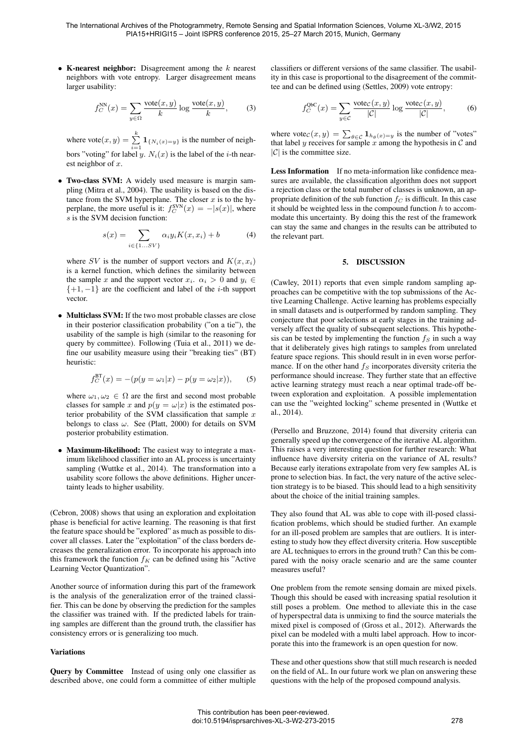- **K-nearest neighbor:** Disagreement among the $k$ nearest neighbors with vote entropy. Larger disagreement means larger usability:

$$f_C^{\text{NN}}(x) = \sum_{y \in \Omega} \frac{\text{vote}(x, y)}{k} \log \frac{\text{vote}(x, y)}{k}, \tag{3}$$

  where $\text{vote}(x, y) = \sum_{i=1}^{k} \mathbf{1}_{\{N_i(x)=y\}}$ is the number of neighbors "voting" for label $y$. $N_i(x)$ is the label of the $i$-th nearest neighbor of $x$.

- **Two-class SVM:** A widely used measure is margin sampling (Mitra et al., 2004). The usability is based on the distance from the SVM hyperplane. The closer $x$ is to the hyperplane, the more useful is it: $f_C^{\text{SVN}}(x) = -|s(x)|$, where $s$ is the SVM decision function:

$$s(x) = \sum_{i \in \{1 \ldots SV\}} \alpha_i y_i K(x, x_i) + b \tag{4}$$

  where $SV$ is the number of support vectors and $K(x, x_i)$ is a kernel function, which defines the similarity between the sample $x$ and the support vector $x_i$. $\alpha_i > 0$ and $y_i \in \{+1, -1\}$ are the coefficient and label of the $i$-th support vector.

- **Multiclass SVM:** If the two most probable classes are close in their posterior classification probability ("on a tie"), the usability of the sample is high (similar to the reasoning for query by committee). Following (Tuia et al., 2011) we define our usability measure using their "breaking ties" (BT) heuristic:

$$f_C^{\text{BT}}(x) = -(p(y = \omega_1|x) - p(y = \omega_2|x)), \tag{5}$$

  where $\omega_1, \omega_2 \in \Omega$ are the first and second most probable classes for sample $x$ and $p(y = \omega|x)$ is the estimated posterior probability of the SVM classification that sample $x$ belongs to class $\omega$. See (Platt, 2000) for details on SVM posterior probability estimation.

- **Maximum-likelihood:** The easiest way to integrate a maximum likelihood classifier into an AL process is uncertainty sampling (Wuttke et al., 2014). The transformation into a usability score follows the above definitions. Higher uncertainty leads to higher usability.

(Cebron, 2008) shows that using an exploration and exploitation phase is beneficial for active learning. The reasoning is that first the feature space should be "explored" as much as possible to discover all classes. Later the "exploitation" of the class borders decreases the generalization error. To incorporate his approach into this framework the function $f_K$ can be defined using his "Active Learning Vector Quantization".

Another source of information during this part of the framework is the analysis of the generalization error of the trained classifier. This can be done by observing the prediction for the samples the classifier was trained with. If the predicted labels for training samples are different than the ground truth, the classifier has consistency errors or is generalizing too much.

**Variations**

**Query by Committee** Instead of using only one classifier as described above, one could form a committee of either multiple classifiers or different versions of the same classifier. The usability in this case is proportional to the disagreement of the committee and can be defined using (Settles, 2009) vote entropy:

$$f_C^{\text{QbC}}(x) = \sum_{y \in \mathcal{C}} \frac{\text{vote}_{\mathcal{C}}(x, y)}{|\mathcal{C}|} \log \frac{\text{vote}_{\mathcal{C}}(x, y)}{|\mathcal{C}|}, \tag{6}$$

where $\text{vote}_{\mathcal{C}}(x, y) = \sum_{\theta \in \mathcal{C}} \mathbf{1}_{h_\theta(x)=y}$ is the number of "votes" that label $y$ receives for sample $x$ among the hypothesis in $\mathcal{C}$ and $|\mathcal{C}|$ is the committee size.

**Less Information** If no meta-information like confidence measures are available, the classification algorithm does not support a rejection class or the total number of classes is unknown, an appropriate definition of the sub function $f_C$ is difficult. In this case it should be weighted less in the compound function $h$ to accommodate this uncertainty. By doing this the rest of the framework can stay the same and changes in the results can be attributed to the relevant part.

## 5. DISCUSSION

(Cawley, 2011) reports that even simple random sampling approaches can be competitive with the top submissions of the Active Learning Challenge. Active learning has problems especially in small datasets and is outperformed by random sampling. They conjecture that poor selections at early stages in the training adversely affect the quality of subsequent selections. This hypothesis can be tested by implementing the function $f_S$ in such a way that it deliberately gives high ratings to samples from unrelated feature space regions. This should result in in even worse performance. If on the other hand $f_S$ incorporates diversity criteria the performance should increase. They further state that an effective active learning strategy must reach a near optimal trade-off between exploration and exploitation. A possible implementation can use the "weighted locking" scheme presented in (Wuttke et al., 2014).

(Persello and Bruzzone, 2014) found that diversity criteria can generally speed up the convergence of the iterative AL algorithm. This raises a very interesting question for further research: What influence have diversity criteria on the variance of AL results? Because early iterations extrapolate from very few samples AL is prone to selection bias. In fact, the very nature of the active selection strategy is to be biased. This should lead to a high sensitivity about the choice of the initial training samples.

They also found that AL was able to cope with ill-posed classification problems, which should be studied further. An example for an ill-posed problem are samples that are outliers. It is interesting to study how they effect diversity criteria. How susceptible are AL techniques to errors in the ground truth? Can this be compared with the noisy oracle scenario and are the same counter measures useful?

One problem from the remote sensing domain are mixed pixels. Though this should be eased with increasing spatial resolution it still poses a problem. One method to alleviate this in the case of hyperspectral data is unmixing to find the source materials the mixed pixel is composed of (Gross et al., 2012). Afterwards the pixel can be modeled with a multi label approach. How to incorporate this into the framework is an open question for now.

These and other questions show that still much research is needed on the field of AL. In our future work we plan on answering these questions with the help of the proposed compound analysis.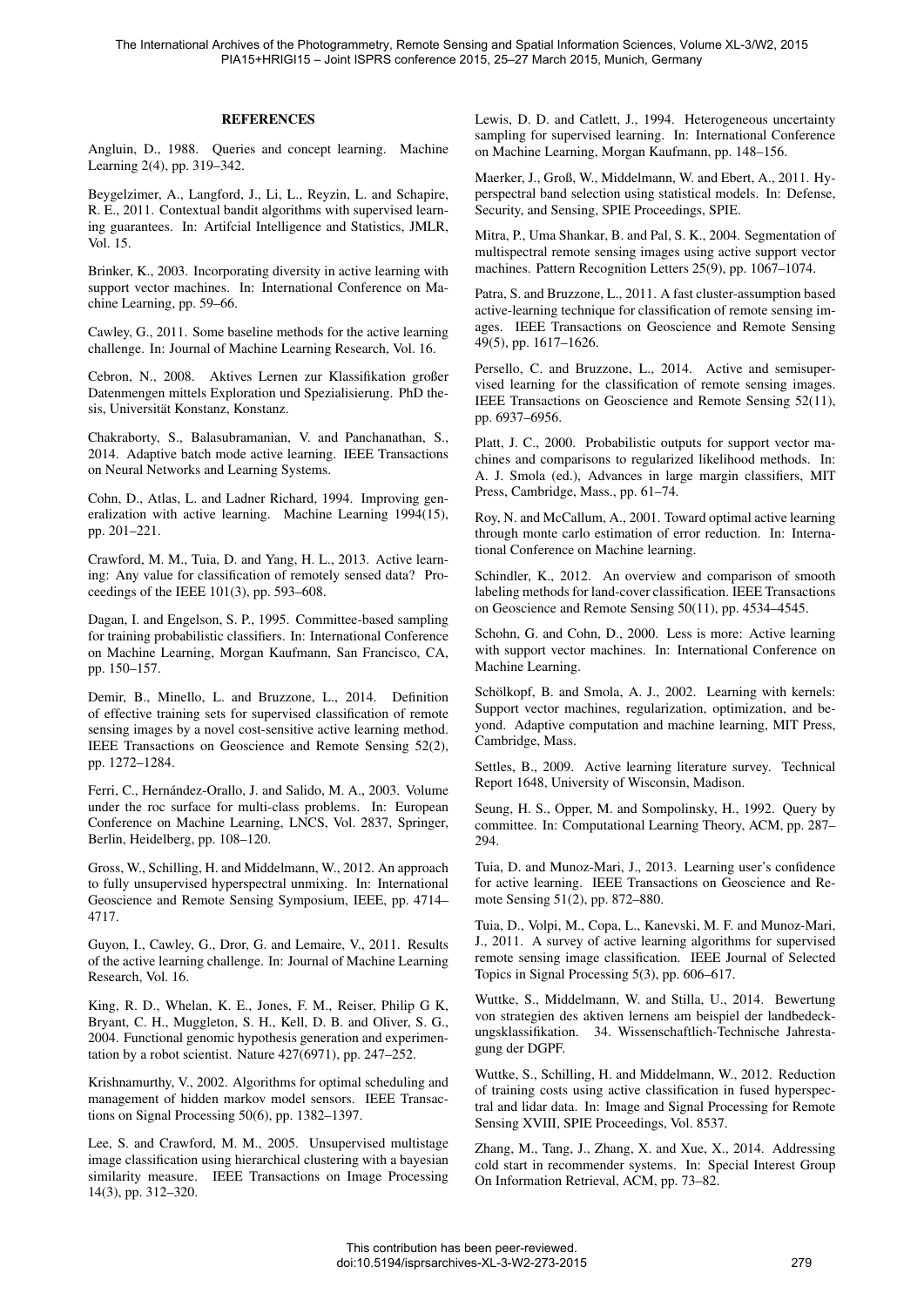## REFERENCES

Angluin, D., 1988. Queries and concept learning. Machine Learning 2(4), pp. 319–342.

Beygelzimer, A., Langford, J., Li, L., Reyzin, L. and Schapire, R. E., 2011. Contextual bandit algorithms with supervised learning guarantees. In: Artifcial Intelligence and Statistics, JMLR, Vol. 15.

Brinker, K., 2003. Incorporating diversity in active learning with support vector machines. In: International Conference on Machine Learning, pp. 59–66.

Cawley, G., 2011. Some baseline methods for the active learning challenge. In: Journal of Machine Learning Research, Vol. 16.

Cebron, N., 2008. Aktives Lernen zur Klassifikation großer Datenmengen mittels Exploration und Spezialisierung. PhD thesis, Universität Konstanz, Konstanz.

Chakraborty, S., Balasubramanian, V. and Panchanathan, S., 2014. Adaptive batch mode active learning. IEEE Transactions on Neural Networks and Learning Systems.

Cohn, D., Atlas, L. and Ladner Richard, 1994. Improving generalization with active learning. Machine Learning 1994(15), pp. 201–221.

Crawford, M. M., Tuia, D. and Yang, H. L., 2013. Active learning: Any value for classification of remotely sensed data? Proceedings of the IEEE 101(3), pp. 593–608.

Dagan, I. and Engelson, S. P., 1995. Committee-based sampling for training probabilistic classifiers. In: International Conference on Machine Learning, Morgan Kaufmann, San Francisco, CA, pp. 150–157.

Demir, B., Minello, L. and Bruzzone, L., 2014. Definition of effective training sets for supervised classification of remote sensing images by a novel cost-sensitive active learning method. IEEE Transactions on Geoscience and Remote Sensing 52(2), pp. 1272–1284.

Ferri, C., Hernández-Orallo, J. and Salido, M. A., 2003. Volume under the roc surface for multi-class problems. In: European Conference on Machine Learning, LNCS, Vol. 2837, Springer, Berlin, Heidelberg, pp. 108–120.

Gross, W., Schilling, H. and Middelmann, W., 2012. An approach to fully unsupervised hyperspectral unmixing. In: International Geoscience and Remote Sensing Symposium, IEEE, pp. 4714–4717.

Guyon, I., Cawley, G., Dror, G. and Lemaire, V., 2011. Results of the active learning challenge. In: Journal of Machine Learning Research, Vol. 16.

King, R. D., Whelan, K. E., Jones, F. M., Reiser, Philip G K, Bryant, C. H., Muggleton, S. H., Kell, D. B. and Oliver, S. G., 2004. Functional genomic hypothesis generation and experimentation by a robot scientist. Nature 427(6971), pp. 247–252.

Krishnamurthy, V., 2002. Algorithms for optimal scheduling and management of hidden markov model sensors. IEEE Transactions on Signal Processing 50(6), pp. 1382–1397.

Lee, S. and Crawford, M. M., 2005. Unsupervised multistage image classification using hierarchical clustering with a bayesian similarity measure. IEEE Transactions on Image Processing 14(3), pp. 312–320.

Lewis, D. D. and Catlett, J., 1994. Heterogeneous uncertainty sampling for supervised learning. In: International Conference on Machine Learning, Morgan Kaufmann, pp. 148–156.

Maerker, J., Groß, W., Middelmann, W. and Ebert, A., 2011. Hyperspectral band selection using statistical models. In: Defense, Security, and Sensing, SPIE Proceedings, SPIE.

Mitra, P., Uma Shankar, B. and Pal, S. K., 2004. Segmentation of multispectral remote sensing images using active support vector machines. Pattern Recognition Letters 25(9), pp. 1067–1074.

Patra, S. and Bruzzone, L., 2011. A fast cluster-assumption based active-learning technique for classification of remote sensing images. IEEE Transactions on Geoscience and Remote Sensing 49(5), pp. 1617–1626.

Persello, C. and Bruzzone, L., 2014. Active and semisupervised learning for the classification of remote sensing images. IEEE Transactions on Geoscience and Remote Sensing 52(11), pp. 6937–6956.

Platt, J. C., 2000. Probabilistic outputs for support vector machines and comparisons to regularized likelihood methods. In: A. J. Smola (ed.), Advances in large margin classifiers, MIT Press, Cambridge, Mass., pp. 61–74.

Roy, N. and McCallum, A., 2001. Toward optimal active learning through monte carlo estimation of error reduction. In: International Conference on Machine learning.

Schindler, K., 2012. An overview and comparison of smooth labeling methods for land-cover classification. IEEE Transactions on Geoscience and Remote Sensing 50(11), pp. 4534–4545.

Schohn, G. and Cohn, D., 2000. Less is more: Active learning with support vector machines. In: International Conference on Machine Learning.

Schölkopf, B. and Smola, A. J., 2002. Learning with kernels: Support vector machines, regularization, optimization, and beyond. Adaptive computation and machine learning, MIT Press, Cambridge, Mass.

Settles, B., 2009. Active learning literature survey. Technical Report 1648, University of Wisconsin, Madison.

Seung, H. S., Opper, M. and Sompolinsky, H., 1992. Query by committee. In: Computational Learning Theory, ACM, pp. 287–294.

Tuia, D. and Munoz-Mari, J., 2013. Learning user's confidence for active learning. IEEE Transactions on Geoscience and Remote Sensing 51(2), pp. 872–880.

Tuia, D., Volpi, M., Copa, L., Kanevski, M. F. and Munoz-Mari, J., 2011. A survey of active learning algorithms for supervised remote sensing image classification. IEEE Journal of Selected Topics in Signal Processing 5(3), pp. 606–617.

Wuttke, S., Middelmann, W. and Stilla, U., 2014. Bewertung von strategien des aktiven lernens am beispiel der landbedeckungsklassifikation. 34. Wissenschaftlich-Technische Jahrestagung der DGPF.

Wuttke, S., Schilling, H. and Middelmann, W., 2012. Reduction of training costs using active classification in fused hyperspectral and lidar data. In: Image and Signal Processing for Remote Sensing XVIII, SPIE Proceedings, Vol. 8537.

Zhang, M., Tang, J., Zhang, X. and Xue, X., 2014. Addressing cold start in recommender systems. In: Special Interest Group On Information Retrieval, ACM, pp. 73–82.